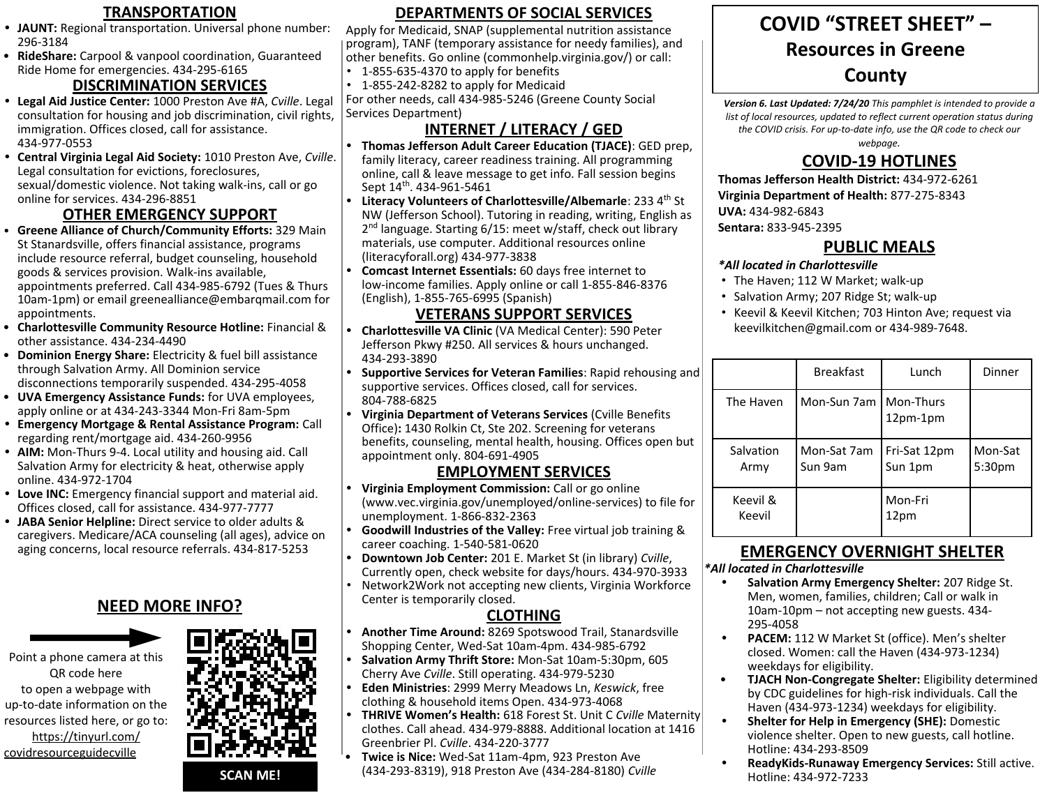# COVID "STREET SHEET" – Resources in Greene County

*Version 6. Last Updated: 7/24/20 This pamphlet is intended to provide a list of local resources, updated to reflect current operation status during the COVID crisis. For up-to-date info, use the QR code to check our webpage.*

## TRANSPORTATION

- **JAUNT:** Regional transportation. Universal phone number: 296-3184
- **RideShare:** Carpool & vanpool coordination, Guaranteed Ride Home for emergencies. 434-295-6165

## DISCRIMINATION SERVICES

- **Legal Aid Justice Center:** 1000 Preston Ave #A, *Cville*. Legal consultation for housing and job discrimination, civil rights, immigration. Offices closed, call for assistance. 434-977-0553
- **Central Virginia Legal Aid Society:** 1010 Preston Ave, *Cville*. Legal consultation for evictions, foreclosures, sexual/domestic violence. Not taking walk-ins, call or go online for services. 434-296-8851

## OTHER EMERGENCY SUPPORT

- **Greene Alliance of Church/Community Efforts:** 329 Main St Stanardsville, offers financial assistance, programs include resource referral, budget counseling, household goods & services provision. Walk-ins available, appointments preferred. Call 434-985-6792 (Tues & Thurs 10am-1pm) or email greenealliance@embarqmail.com for appointments.
- **Charlottesville Community Resource Hotline:** Financial & other assistance. 434-234-4490
- **Dominion Energy Share:** Electricity & fuel bill assistance through Salvation Army. All Dominion service disconnections temporarily suspended. 434-295-4058
- **UVA Emergency Assistance Funds:** for UVA employees, apply online or at 434-243-3344 Mon-Fri 8am-5pm
- **Emergency Mortgage & Rental Assistance Program:** Call regarding rent/mortgage aid. 434-260-9956
- **AIM:** Mon-Thurs 9-4. Local utility and housing aid. Call Salvation Army for electricity & heat, otherwise apply online. 434-972-1704
- **Love INC:** Emergency financial support and material aid. Offices closed, call for assistance. 434-977-7777
- **JABA Senior Helpline:** Direct service to older adults & caregivers. Medicare/ACA counseling (all ages), advice on aging concerns, local resource referrals. 434-817-5253

## NEED MORE INFO?

Point a phone camera at this QR code here to open a webpage with up-to-date information on the resources listed here, or go to: https://tinyurl.com/covidresourceguidecville

SCAN ME!

## DEPARTMENTS OF SOCIAL SERVICES

Apply for Medicaid, SNAP (supplemental nutrition assistance program), TANF (temporary assistance for needy families), and other benefits. Go online (commonhelp.virginia.gov/) or call:

- 1-855-635-4370 to apply for benefits
- 1-855-242-8282 to apply for Medicaid

For other needs, call 434-985-5246 (Greene County Social Services Department)

## INTERNET / LITERACY / GED

- **Thomas Jefferson Adult Career Education (TJACE)**: GED prep, family literacy, career readiness training. All programming online, call & leave message to get info. Fall session begins Sept 14th. 434-961-5461
- **Literacy Volunteers of Charlottesville/Albemarle**: 233 4th St NW (Jefferson School). Tutoring in reading, writing, English as 2nd language. Starting 6/15: meet w/staff, check out library materials, use computer. Additional resources online (literacyforall.org) 434-977-3838
- **Comcast Internet Essentials:** 60 days free internet to low-income families. Apply online or call 1-855-846-8376 (English), 1-855-765-6995 (Spanish)

## VETERANS SUPPORT SERVICES

- **Charlottesville VA Clinic** (VA Medical Center): 590 Peter Jefferson Pkwy #250. All services & hours unchanged. 434-293-3890
- **Supportive Services for Veteran Families**: Rapid rehousing and supportive services. Offices closed, call for services. 804-788-6825
- **Virginia Department of Veterans Services** (Cville Benefits Office)**:** 1430 Rolkin Ct, Ste 202. Screening for veterans benefits, counseling, mental health, housing. Offices open but appointment only. 804-691-4905

## EMPLOYMENT SERVICES

- **Virginia Employment Commission:** Call or go online (www.vec.virginia.gov/unemployed/online-services) to file for unemployment. 1-866-832-2363
- **Goodwill Industries of the Valley:** Free virtual job training & career coaching. 1-540-581-0620
- **Downtown Job Center:** 201 E. Market St (in library) *Cville*, Currently open, check website for days/hours. 434-970-3933
- Network2Work not accepting new clients, Virginia Workforce Center is temporarily closed.

## CLOTHING

- **Another Time Around:** 8269 Spotswood Trail, Stanardsville Shopping Center, Wed-Sat 10am-4pm. 434-985-6792
- **Salvation Army Thrift Store:** Mon-Sat 10am-5:30pm, 605 Cherry Ave *Cville*. Still operating. 434-979-5230
- **Eden Ministries**: 2999 Merry Meadows Ln, *Keswick*, free clothing & household items Open. 434-973-4068
- **THRIVE Women's Health:** 618 Forest St. Unit C *Cville* Maternity clothes. Call ahead. 434-979-8888. Additional location at 1416 Greenbrier Pl. *Cville*. 434-220-3777
- **Twice is Nice:** Wed-Sat 11am-4pm, 923 Preston Ave (434-293-8319), 918 Preston Ave (434-284-8180) *Cville*

## COVID-19 HOTLINES

**Thomas Jefferson Health District:** 434-972-6261
**Virginia Department of Health:** 877-275-8343
**UVA:** 434-982-6843
**Sentara:** 833-945-2395

## PUBLIC MEALS

***All located in Charlottesville***

- The Haven; 112 W Market; walk-up
- Salvation Army; 207 Ridge St; walk-up
- Keevil & Keevil Kitchen; 703 Hinton Ave; request via keevilkitchen@gmail.com or 434-989-7648.

| | Breakfast | Lunch | Dinner |
|---|---|---|---|
| The Haven | Mon-Sun 7am | Mon-Thurs 12pm-1pm | |
| Salvation Army | Mon-Sat 7am Sun 9am | Fri-Sat 12pm Sun 1pm | Mon-Sat 5:30pm |
| Keevil & Keevil | | Mon-Fri 12pm | |

## EMERGENCY OVERNIGHT SHELTER

***All located in Charlottesville***

- **Salvation Army Emergency Shelter:** 207 Ridge St. Men, women, families, children; Call or walk in 10am-10pm – not accepting new guests. 434-295-4058
- **PACEM:** 112 W Market St (office). Men's shelter closed. Women: call the Haven (434-973-1234) weekdays for eligibility.
- **TJACH Non-Congregate Shelter:** Eligibility determined by CDC guidelines for high-risk individuals. Call the Haven (434-973-1234) weekdays for eligibility.
- **Shelter for Help in Emergency (SHE):** Domestic violence shelter. Open to new guests, call hotline. Hotline: 434-293-8509
- **ReadyKids-Runaway Emergency Services:** Still active. Hotline: 434-972-7233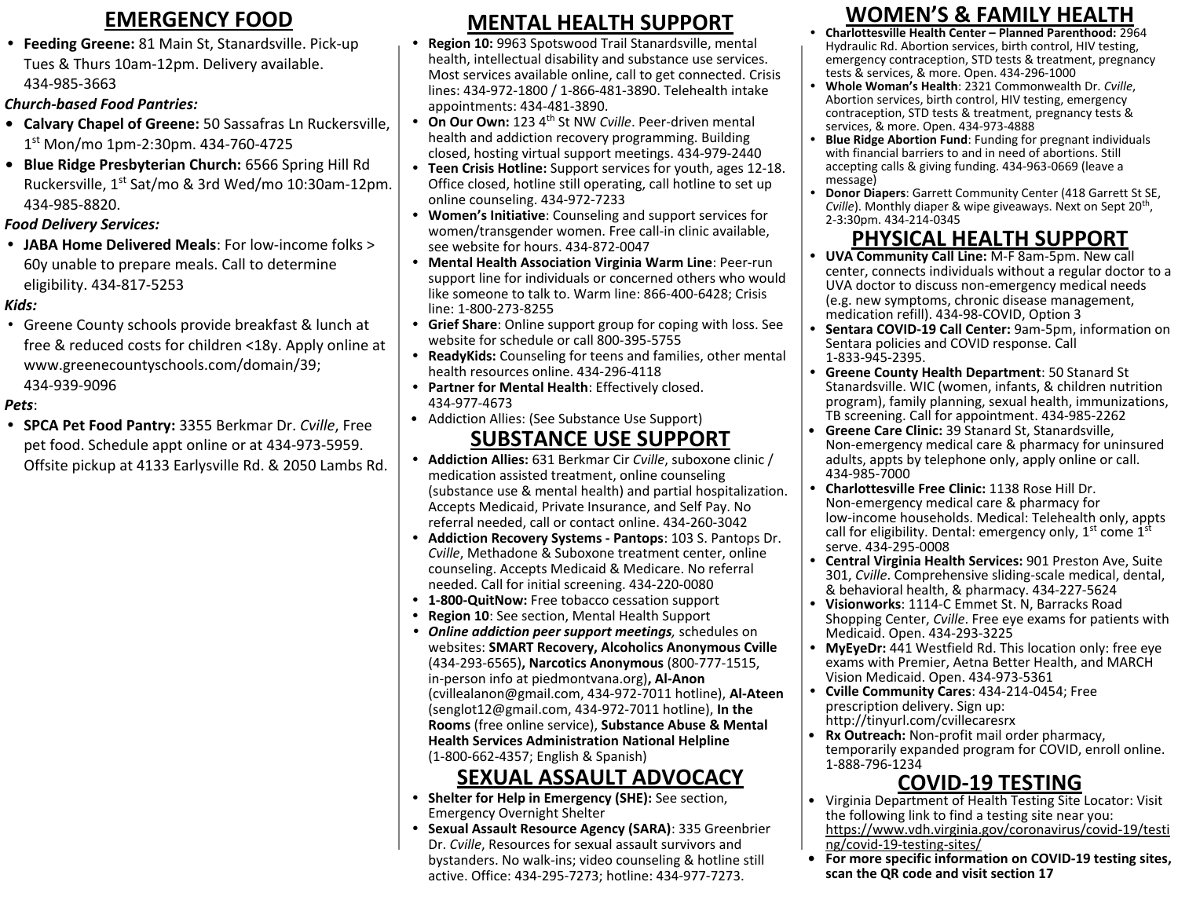## EMERGENCY FOOD

- **Feeding Greene:** 81 Main St, Stanardsville. Pick-up Tues & Thurs 10am-12pm. Delivery available. 434-985-3663

***Church-based Food Pantries:***

- **Calvary Chapel of Greene:** 50 Sassafras Ln Ruckersville, 1st Mon/mo 1pm-2:30pm. 434-760-4725
- **Blue Ridge Presbyterian Church:** 6566 Spring Hill Rd Ruckersville, 1st Sat/mo & 3rd Wed/mo 10:30am-12pm. 434-985-8820.

***Food Delivery Services:***

- **JABA Home Delivered Meals**: For low-income folks > 60y unable to prepare meals. Call to determine eligibility. 434-817-5253

***Kids:***

- Greene County schools provide breakfast & lunch at free & reduced costs for children <18y. Apply online at www.greenecountyschools.com/domain/39; 434-939-9096

***Pets***:

- **SPCA Pet Food Pantry:** 3355 Berkmar Dr. *Cville*, Free pet food. Schedule appt online or at 434-973-5959. Offsite pickup at 4133 Earlysville Rd. & 2050 Lambs Rd.

## MENTAL HEALTH SUPPORT

- **Region 10:** 9963 Spotswood Trail Stanardsville, mental health, intellectual disability and substance use services. Most services available online, call to get connected. Crisis lines: 434-972-1800 / 1-866-481-3890. Telehealth intake appointments: 434-481-3890.
- **On Our Own:** 123 4th St NW *Cville*. Peer-driven mental health and addiction recovery programming. Building closed, hosting virtual support meetings. 434-979-2440
- **Teen Crisis Hotline:** Support services for youth, ages 12-18. Office closed, hotline still operating, call hotline to set up online counseling. 434-972-7233
- **Women's Initiative**: Counseling and support services for women/transgender women. Free call-in clinic available, see website for hours. 434-872-0047
- **Mental Health Association Virginia Warm Line**: Peer-run support line for individuals or concerned others who would like someone to talk to. Warm line: 866-400-6428; Crisis line: 1-800-273-8255
- **Grief Share**: Online support group for coping with loss. See website for schedule or call 800-395-5755
- **ReadyKids:** Counseling for teens and families, other mental health resources online. 434-296-4118
- **Partner for Mental Health**: Effectively closed. 434-977-4673
- Addiction Allies: (See Substance Use Support)

## SUBSTANCE USE SUPPORT

- **Addiction Allies:** 631 Berkmar Cir *Cville*, suboxone clinic / medication assisted treatment, online counseling (substance use & mental health) and partial hospitalization. Accepts Medicaid, Private Insurance, and Self Pay. No referral needed, call or contact online. 434-260-3042
- **Addiction Recovery Systems - Pantops**: 103 S. Pantops Dr. *Cville*, Methadone & Suboxone treatment center, online counseling. Accepts Medicaid & Medicare. No referral needed. Call for initial screening. 434-220-0080
- **1-800-QuitNow:** Free tobacco cessation support
- **Region 10**: See section, Mental Health Support
- ***Online addiction peer support meetings,*** schedules on websites: **SMART Recovery, Alcoholics Anonymous Cville** (434-293-6565)**, Narcotics Anonymous** (800-777-1515, in-person info at piedmontvana.org)**, Al-Anon** (cvillealanon@gmail.com, 434-972-7011 hotline), **Al-Ateen** (senglot12@gmail.com, 434-972-7011 hotline), **In the Rooms** (free online service), **Substance Abuse & Mental Health Services Administration National Helpline** (1-800-662-4357; English & Spanish)

## SEXUAL ASSAULT ADVOCACY

- **Shelter for Help in Emergency (SHE):** See section, Emergency Overnight Shelter
- **Sexual Assault Resource Agency (SARA)**: 335 Greenbrier Dr. *Cville*, Resources for sexual assault survivors and bystanders. No walk-ins; video counseling & hotline still active. Office: 434-295-7273; hotline: 434-977-7273.

## WOMEN'S & FAMILY HEALTH

- **Charlottesville Health Center – Planned Parenthood:** 2964 Hydraulic Rd. Abortion services, birth control, HIV testing, emergency contraception, STD tests & treatment, pregnancy tests & services, & more. Open. 434-296-1000
- **Whole Woman's Health**: 2321 Commonwealth Dr. *Cville*, Abortion services, birth control, HIV testing, emergency contraception, STD tests & treatment, pregnancy tests & services, & more. Open. 434-973-4888
- **Blue Ridge Abortion Fund**: Funding for pregnant individuals with financial barriers to and in need of abortions. Still accepting calls & giving funding. 434-963-0669 (leave a message)
- **Donor Diapers**: Garrett Community Center (418 Garrett St SE, *Cville*). Monthly diaper & wipe giveaways. Next on Sept 20th, 2-3:30pm. 434-214-0345

## PHYSICAL HEALTH SUPPORT

- **UVA Community Call Line:** M-F 8am-5pm. New call center, connects individuals without a regular doctor to a UVA doctor to discuss non-emergency medical needs (e.g. new symptoms, chronic disease management, medication refill). 434-98-COVID, Option 3
- **Sentara COVID-19 Call Center:** 9am-5pm, information on Sentara policies and COVID response. Call 1-833-945-2395.
- **Greene County Health Department**: 50 Stanard St Stanardsville. WIC (women, infants, & children nutrition program), family planning, sexual health, immunizations, TB screening. Call for appointment. 434-985-2262
- **Greene Care Clinic:** 39 Stanard St, Stanardsville, Non-emergency medical care & pharmacy for uninsured adults, appts by telephone only, apply online or call. 434-985-7000
- **Charlottesville Free Clinic:** 1138 Rose Hill Dr. Non-emergency medical care & pharmacy for low-income households. Medical: Telehealth only, appts call for eligibility. Dental: emergency only, 1st come 1st serve. 434-295-0008
- **Central Virginia Health Services:** 901 Preston Ave, Suite 301, *Cville*. Comprehensive sliding-scale medical, dental, & behavioral health, & pharmacy. 434-227-5624
- **Visionworks**: 1114-C Emmet St. N, Barracks Road Shopping Center, *Cville*. Free eye exams for patients with Medicaid. Open. 434-293-3225
- **MyEyeDr:** 441 Westfield Rd. This location only: free eye exams with Premier, Aetna Better Health, and MARCH Vision Medicaid. Open. 434-973-5361
- **Cville Community Cares**: 434-214-0454; Free prescription delivery. Sign up: http://tinyurl.com/cvillecaresrx
- **Rx Outreach:** Non-profit mail order pharmacy, temporarily expanded program for COVID, enroll online. 1-888-796-1234

## COVID-19 TESTING

- Virginia Department of Health Testing Site Locator: Visit the following link to find a testing site near you: https://www.vdh.virginia.gov/coronavirus/covid-19/testing/covid-19-testing-sites/
- **For more specific information on COVID-19 testing sites, scan the QR code and visit section 17**